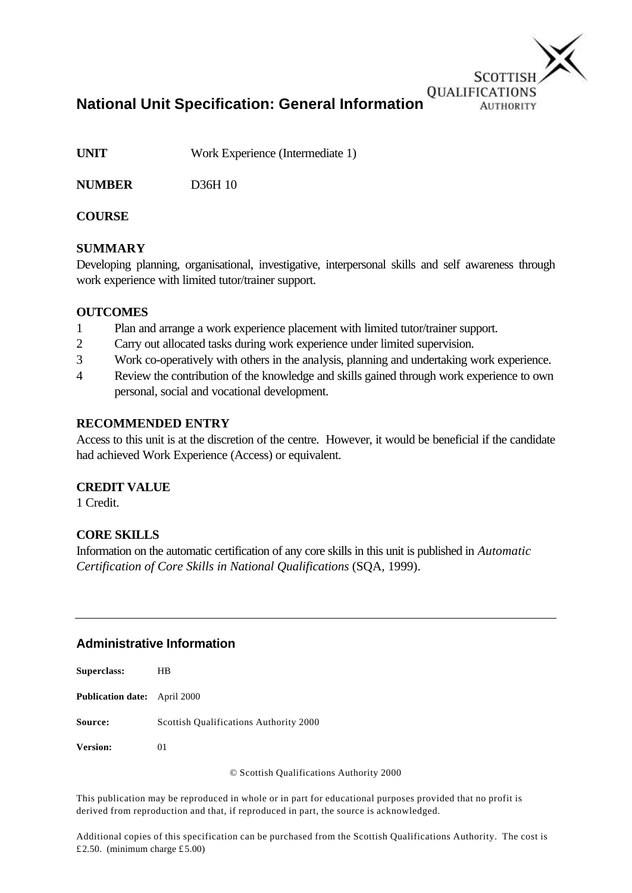# National Unit Specification: General Information

**UNIT** Work Experience (Intermediate 1)

**NUMBER** D36H 10

**COURSE**

**SUMMARY**

Developing planning, organisational, investigative, interpersonal skills and self awareness through work experience with limited tutor/trainer support.

**OUTCOMES**

1. Plan and arrange a work experience placement with limited tutor/trainer support.
2. Carry out allocated tasks during work experience under limited supervision.
3. Work co-operatively with others in the analysis, planning and undertaking work experience.
4. Review the contribution of the knowledge and skills gained through work experience to own personal, social and vocational development.

**RECOMMENDED ENTRY**

Access to this unit is at the discretion of the centre. However, it would be beneficial if the candidate had achieved Work Experience (Access) or equivalent.

**CREDIT VALUE**

1 Credit.

**CORE SKILLS**

Information on the automatic certification of any core skills in this unit is published in *Automatic Certification of Core Skills in National Qualifications* (SQA, 1999).

---

## Administrative Information

**Superclass:** HB

**Publication date:** April 2000

**Source:** Scottish Qualifications Authority 2000

**Version:** 01

© Scottish Qualifications Authority 2000

This publication may be reproduced in whole or in part for educational purposes provided that no profit is derived from reproduction and that, if reproduced in part, the source is acknowledged.

Additional copies of this specification can be purchased from the Scottish Qualifications Authority. The cost is £2.50. (minimum charge £5.00)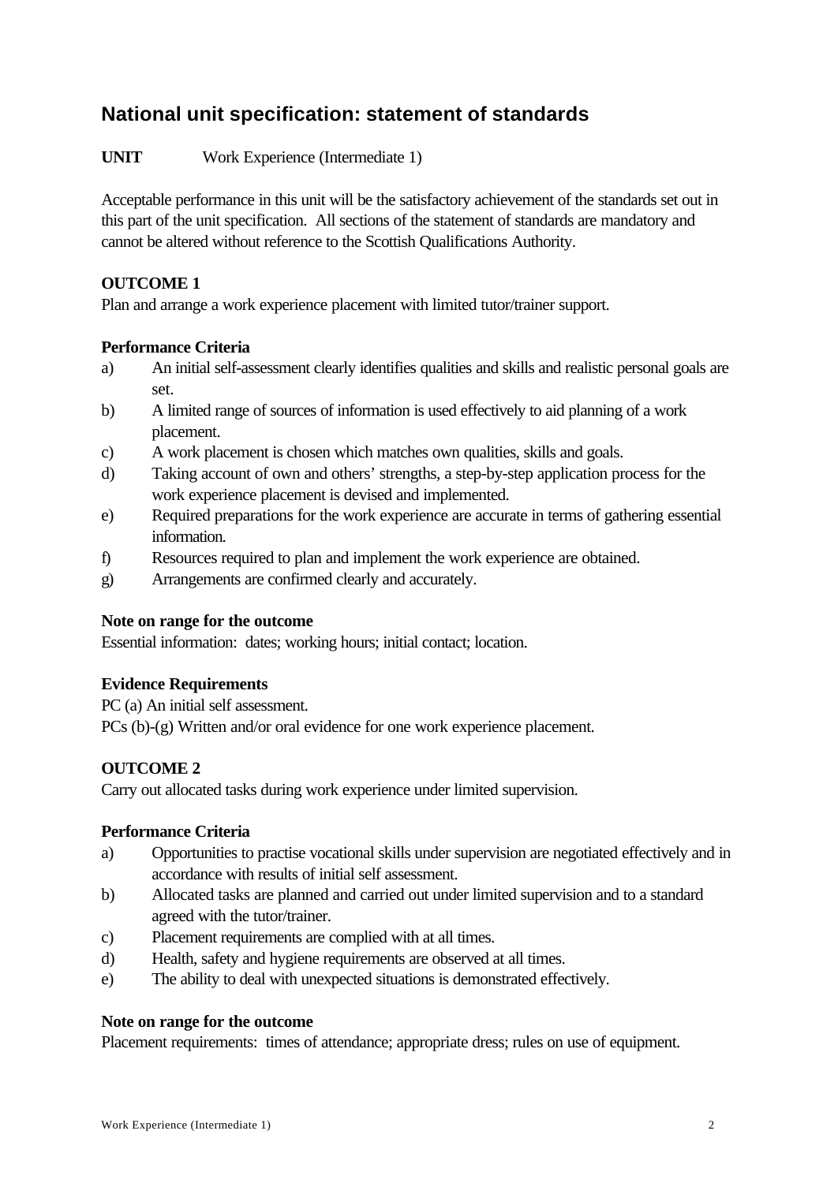## National unit specification: statement of standards

**UNIT** Work Experience (Intermediate 1)

Acceptable performance in this unit will be the satisfactory achievement of the standards set out in this part of the unit specification. All sections of the statement of standards are mandatory and cannot be altered without reference to the Scottish Qualifications Authority.

**OUTCOME 1**

Plan and arrange a work experience placement with limited tutor/trainer support.

**Performance Criteria**

a) An initial self-assessment clearly identifies qualities and skills and realistic personal goals are set.
b) A limited range of sources of information is used effectively to aid planning of a work placement.
c) A work placement is chosen which matches own qualities, skills and goals.
d) Taking account of own and others' strengths, a step-by-step application process for the work experience placement is devised and implemented.
e) Required preparations for the work experience are accurate in terms of gathering essential information.
f) Resources required to plan and implement the work experience are obtained.
g) Arrangements are confirmed clearly and accurately.

**Note on range for the outcome**

Essential information: dates; working hours; initial contact; location.

**Evidence Requirements**

PC (a) An initial self assessment.
PCs (b)-(g) Written and/or oral evidence for one work experience placement.

**OUTCOME 2**

Carry out allocated tasks during work experience under limited supervision.

**Performance Criteria**

a) Opportunities to practise vocational skills under supervision are negotiated effectively and in accordance with results of initial self assessment.
b) Allocated tasks are planned and carried out under limited supervision and to a standard agreed with the tutor/trainer.
c) Placement requirements are complied with at all times.
d) Health, safety and hygiene requirements are observed at all times.
e) The ability to deal with unexpected situations is demonstrated effectively.

**Note on range for the outcome**

Placement requirements: times of attendance; appropriate dress; rules on use of equipment.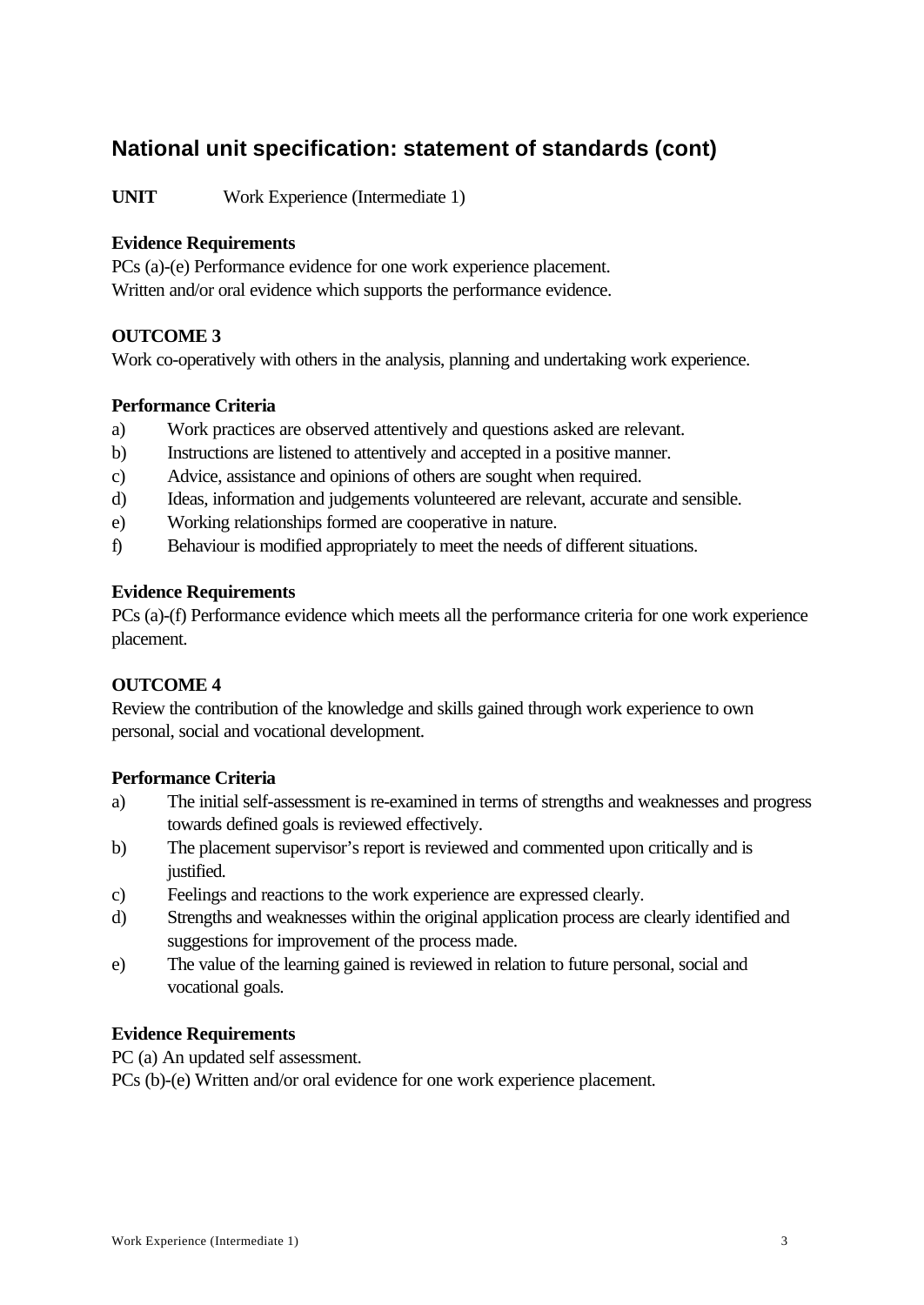## National unit specification: statement of standards (cont)

**UNIT** Work Experience (Intermediate 1)

**Evidence Requirements**
PCs (a)-(e) Performance evidence for one work experience placement.
Written and/or oral evidence which supports the performance evidence.

**OUTCOME 3**
Work co-operatively with others in the analysis, planning and undertaking work experience.

**Performance Criteria**
a) Work practices are observed attentively and questions asked are relevant.
b) Instructions are listened to attentively and accepted in a positive manner.
c) Advice, assistance and opinions of others are sought when required.
d) Ideas, information and judgements volunteered are relevant, accurate and sensible.
e) Working relationships formed are cooperative in nature.
f) Behaviour is modified appropriately to meet the needs of different situations.

**Evidence Requirements**
PCs (a)-(f) Performance evidence which meets all the performance criteria for one work experience placement.

**OUTCOME 4**
Review the contribution of the knowledge and skills gained through work experience to own personal, social and vocational development.

**Performance Criteria**
a) The initial self-assessment is re-examined in terms of strengths and weaknesses and progress towards defined goals is reviewed effectively.
b) The placement supervisor's report is reviewed and commented upon critically and is justified.
c) Feelings and reactions to the work experience are expressed clearly.
d) Strengths and weaknesses within the original application process are clearly identified and suggestions for improvement of the process made.
e) The value of the learning gained is reviewed in relation to future personal, social and vocational goals.

**Evidence Requirements**
PC (a) An updated self assessment.
PCs (b)-(e) Written and/or oral evidence for one work experience placement.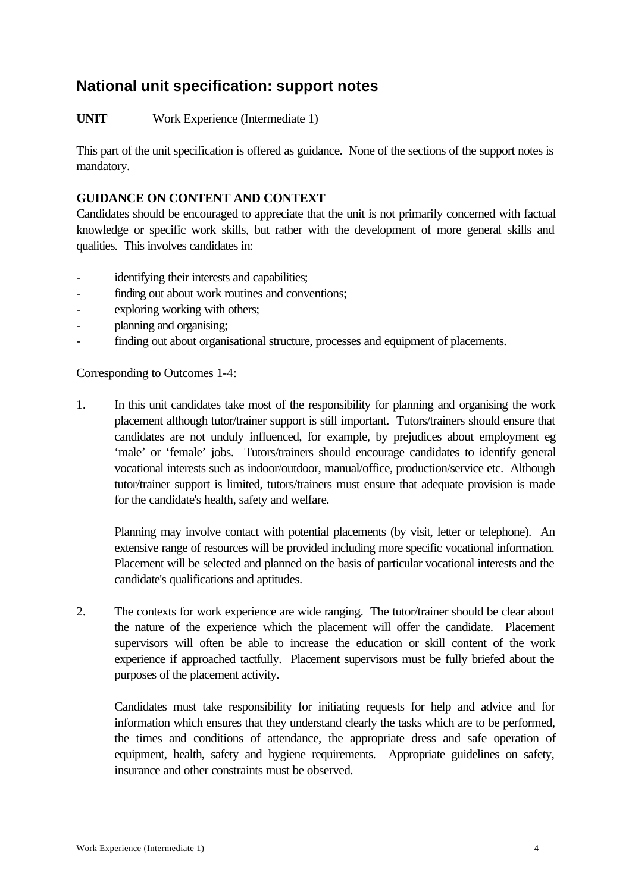## National unit specification: support notes

**UNIT** Work Experience (Intermediate 1)

This part of the unit specification is offered as guidance. None of the sections of the support notes is mandatory.

**GUIDANCE ON CONTENT AND CONTEXT**

Candidates should be encouraged to appreciate that the unit is not primarily concerned with factual knowledge or specific work skills, but rather with the development of more general skills and qualities. This involves candidates in:

- identifying their interests and capabilities;
- finding out about work routines and conventions;
- exploring working with others;
- planning and organising;
- finding out about organisational structure, processes and equipment of placements.

Corresponding to Outcomes 1-4:

1. In this unit candidates take most of the responsibility for planning and organising the work placement although tutor/trainer support is still important. Tutors/trainers should ensure that candidates are not unduly influenced, for example, by prejudices about employment eg 'male' or 'female' jobs. Tutors/trainers should encourage candidates to identify general vocational interests such as indoor/outdoor, manual/office, production/service etc. Although tutor/trainer support is limited, tutors/trainers must ensure that adequate provision is made for the candidate's health, safety and welfare.

   Planning may involve contact with potential placements (by visit, letter or telephone). An extensive range of resources will be provided including more specific vocational information. Placement will be selected and planned on the basis of particular vocational interests and the candidate's qualifications and aptitudes.

2. The contexts for work experience are wide ranging. The tutor/trainer should be clear about the nature of the experience which the placement will offer the candidate. Placement supervisors will often be able to increase the education or skill content of the work experience if approached tactfully. Placement supervisors must be fully briefed about the purposes of the placement activity.

   Candidates must take responsibility for initiating requests for help and advice and for information which ensures that they understand clearly the tasks which are to be performed, the times and conditions of attendance, the appropriate dress and safe operation of equipment, health, safety and hygiene requirements. Appropriate guidelines on safety, insurance and other constraints must be observed.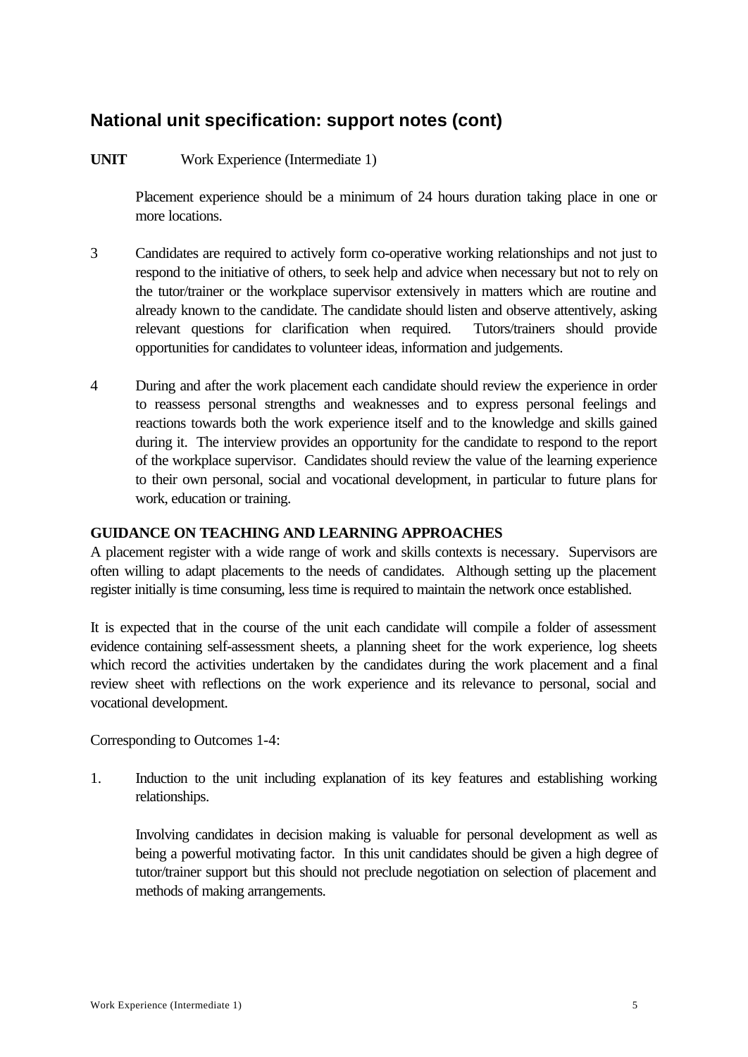## National unit specification: support notes (cont)

**UNIT** Work Experience (Intermediate 1)

Placement experience should be a minimum of 24 hours duration taking place in one or more locations.

3 Candidates are required to actively form co-operative working relationships and not just to respond to the initiative of others, to seek help and advice when necessary but not to rely on the tutor/trainer or the workplace supervisor extensively in matters which are routine and already known to the candidate. The candidate should listen and observe attentively, asking relevant questions for clarification when required. Tutors/trainers should provide opportunities for candidates to volunteer ideas, information and judgements.

4 During and after the work placement each candidate should review the experience in order to reassess personal strengths and weaknesses and to express personal feelings and reactions towards both the work experience itself and to the knowledge and skills gained during it. The interview provides an opportunity for the candidate to respond to the report of the workplace supervisor. Candidates should review the value of the learning experience to their own personal, social and vocational development, in particular to future plans for work, education or training.

**GUIDANCE ON TEACHING AND LEARNING APPROACHES**

A placement register with a wide range of work and skills contexts is necessary. Supervisors are often willing to adapt placements to the needs of candidates. Although setting up the placement register initially is time consuming, less time is required to maintain the network once established.

It is expected that in the course of the unit each candidate will compile a folder of assessment evidence containing self-assessment sheets, a planning sheet for the work experience, log sheets which record the activities undertaken by the candidates during the work placement and a final review sheet with reflections on the work experience and its relevance to personal, social and vocational development.

Corresponding to Outcomes 1-4:

1. Induction to the unit including explanation of its key features and establishing working relationships.

   Involving candidates in decision making is valuable for personal development as well as being a powerful motivating factor. In this unit candidates should be given a high degree of tutor/trainer support but this should not preclude negotiation on selection of placement and methods of making arrangements.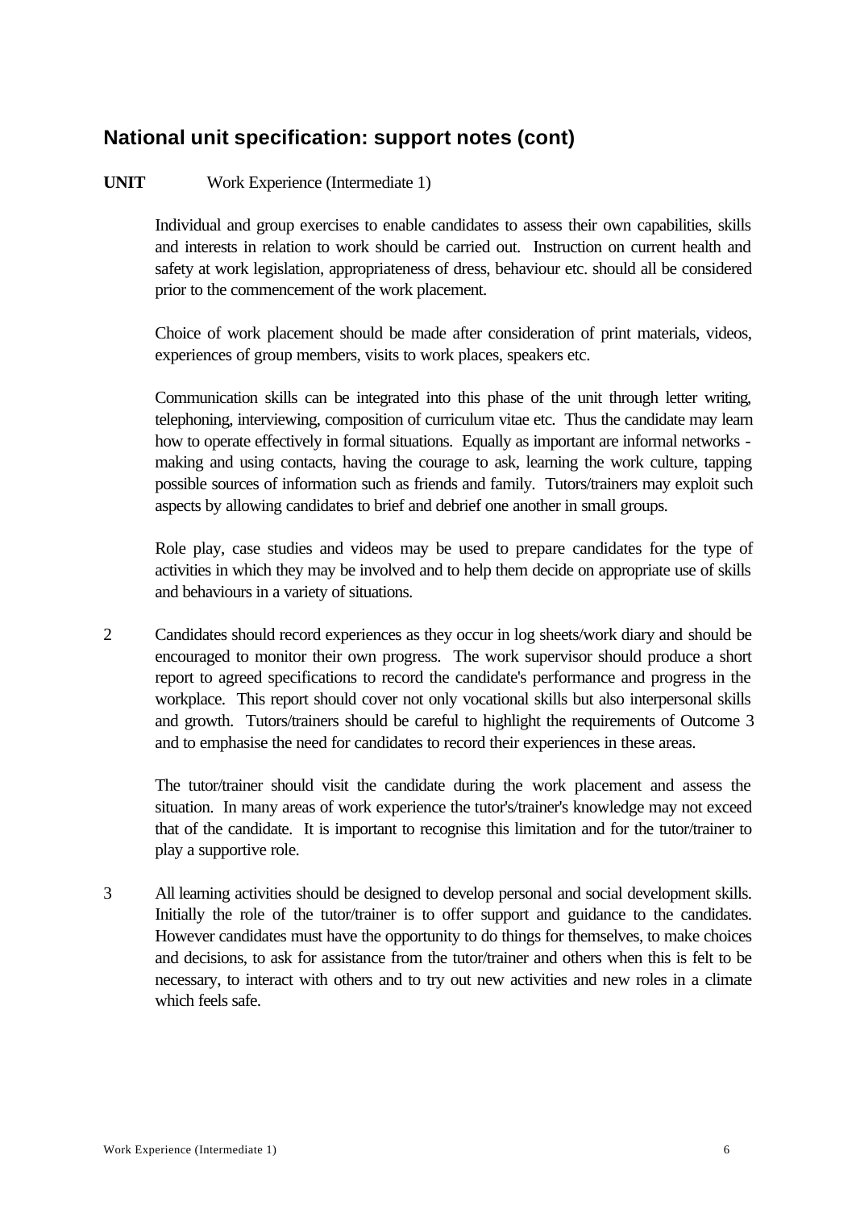## National unit specification: support notes (cont)

**UNIT** Work Experience (Intermediate 1)

Individual and group exercises to enable candidates to assess their own capabilities, skills and interests in relation to work should be carried out. Instruction on current health and safety at work legislation, appropriateness of dress, behaviour etc. should all be considered prior to the commencement of the work placement.

Choice of work placement should be made after consideration of print materials, videos, experiences of group members, visits to work places, speakers etc.

Communication skills can be integrated into this phase of the unit through letter writing, telephoning, interviewing, composition of curriculum vitae etc. Thus the candidate may learn how to operate effectively in formal situations. Equally as important are informal networks - making and using contacts, having the courage to ask, learning the work culture, tapping possible sources of information such as friends and family. Tutors/trainers may exploit such aspects by allowing candidates to brief and debrief one another in small groups.

Role play, case studies and videos may be used to prepare candidates for the type of activities in which they may be involved and to help them decide on appropriate use of skills and behaviours in a variety of situations.

2 Candidates should record experiences as they occur in log sheets/work diary and should be encouraged to monitor their own progress. The work supervisor should produce a short report to agreed specifications to record the candidate's performance and progress in the workplace. This report should cover not only vocational skills but also interpersonal skills and growth. Tutors/trainers should be careful to highlight the requirements of Outcome 3 and to emphasise the need for candidates to record their experiences in these areas.

The tutor/trainer should visit the candidate during the work placement and assess the situation. In many areas of work experience the tutor's/trainer's knowledge may not exceed that of the candidate. It is important to recognise this limitation and for the tutor/trainer to play a supportive role.

3 All learning activities should be designed to develop personal and social development skills. Initially the role of the tutor/trainer is to offer support and guidance to the candidates. However candidates must have the opportunity to do things for themselves, to make choices and decisions, to ask for assistance from the tutor/trainer and others when this is felt to be necessary, to interact with others and to try out new activities and new roles in a climate which feels safe.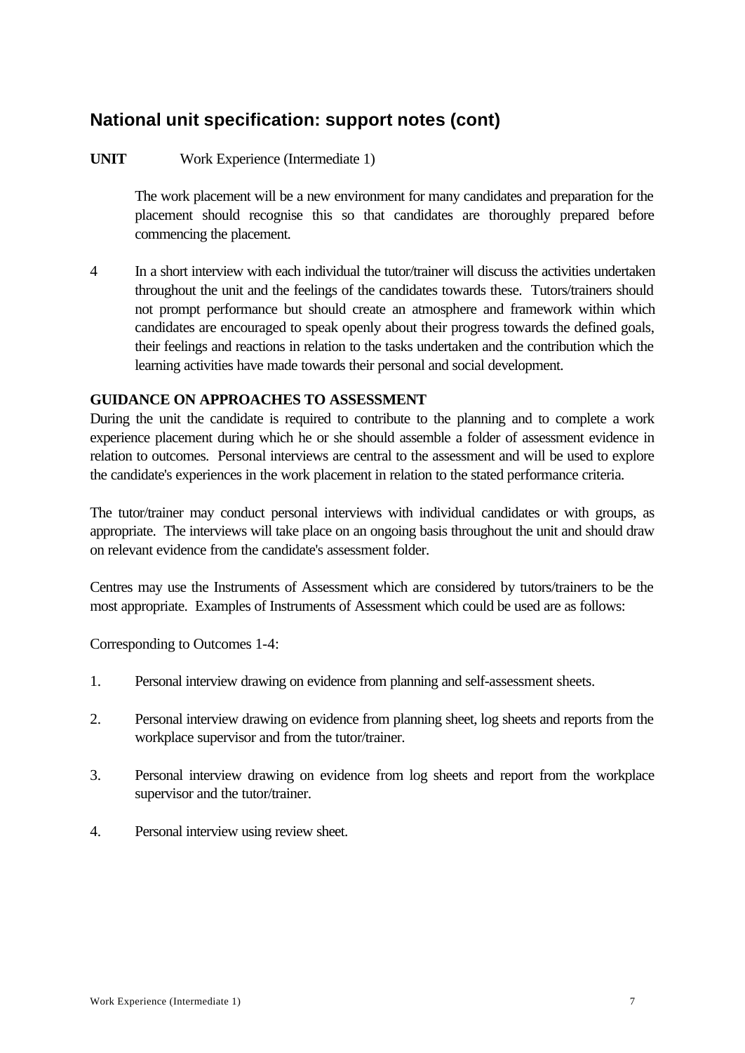## National unit specification: support notes (cont)

**UNIT** Work Experience (Intermediate 1)

The work placement will be a new environment for many candidates and preparation for the placement should recognise this so that candidates are thoroughly prepared before commencing the placement.

4 In a short interview with each individual the tutor/trainer will discuss the activities undertaken throughout the unit and the feelings of the candidates towards these. Tutors/trainers should not prompt performance but should create an atmosphere and framework within which candidates are encouraged to speak openly about their progress towards the defined goals, their feelings and reactions in relation to the tasks undertaken and the contribution which the learning activities have made towards their personal and social development.

**GUIDANCE ON APPROACHES TO ASSESSMENT**

During the unit the candidate is required to contribute to the planning and to complete a work experience placement during which he or she should assemble a folder of assessment evidence in relation to outcomes. Personal interviews are central to the assessment and will be used to explore the candidate's experiences in the work placement in relation to the stated performance criteria.

The tutor/trainer may conduct personal interviews with individual candidates or with groups, as appropriate. The interviews will take place on an ongoing basis throughout the unit and should draw on relevant evidence from the candidate's assessment folder.

Centres may use the Instruments of Assessment which are considered by tutors/trainers to be the most appropriate. Examples of Instruments of Assessment which could be used are as follows:

Corresponding to Outcomes 1-4:

1. Personal interview drawing on evidence from planning and self-assessment sheets.

2. Personal interview drawing on evidence from planning sheet, log sheets and reports from the workplace supervisor and from the tutor/trainer.

3. Personal interview drawing on evidence from log sheets and report from the workplace supervisor and the tutor/trainer.

4. Personal interview using review sheet.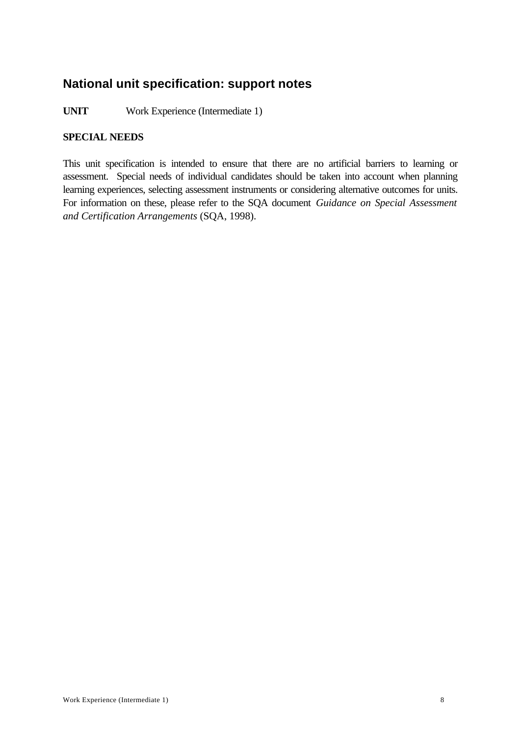## National unit specification: support notes

**UNIT** Work Experience (Intermediate 1)

**SPECIAL NEEDS**

This unit specification is intended to ensure that there are no artificial barriers to learning or assessment. Special needs of individual candidates should be taken into account when planning learning experiences, selecting assessment instruments or considering alternative outcomes for units. For information on these, please refer to the SQA document *Guidance on Special Assessment and Certification Arrangements* (SQA, 1998).